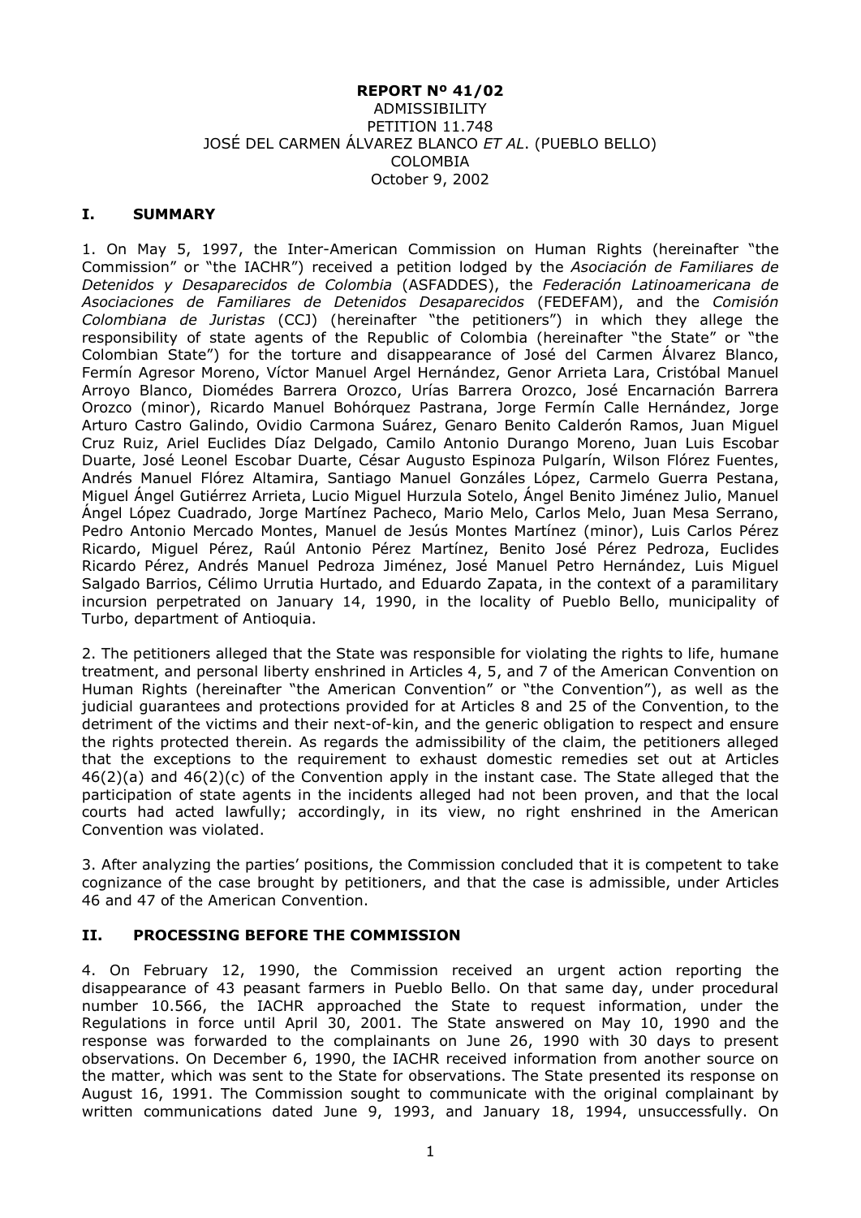**REPORT Nº 41/02**
ADMISSIBILITY
PETITION 11.748
JOSÉ DEL CARMEN ÁLVAREZ BLANCO *ET AL*. (PUEBLO BELLO)
COLOMBIA
October 9, 2002

## I. SUMMARY

1. On May 5, 1997, the Inter-American Commission on Human Rights (hereinafter "the Commission" or "the IACHR") received a petition lodged by the *Asociación de Familiares de Detenidos y Desaparecidos de Colombia* (ASFADDES), the *Federación Latinoamericana de Asociaciones de Familiares de Detenidos Desaparecidos* (FEDEFAM), and the *Comisión Colombiana de Juristas* (CCJ) (hereinafter "the petitioners") in which they allege the responsibility of state agents of the Republic of Colombia (hereinafter "the State" or "the Colombian State") for the torture and disappearance of José del Carmen Álvarez Blanco, Fermín Agresor Moreno, Víctor Manuel Argel Hernández, Genor Arrieta Lara, Cristóbal Manuel Arroyo Blanco, Diomédes Barrera Orozco, Urías Barrera Orozco, José Encarnación Barrera Orozco (minor), Ricardo Manuel Bohórquez Pastrana, Jorge Fermín Calle Hernández, Jorge Arturo Castro Galindo, Ovidio Carmona Suárez, Genaro Benito Calderón Ramos, Juan Miguel Cruz Ruiz, Ariel Euclides Díaz Delgado, Camilo Antonio Durango Moreno, Juan Luis Escobar Duarte, José Leonel Escobar Duarte, César Augusto Espinoza Pulgarín, Wilson Flórez Fuentes, Andrés Manuel Flórez Altamira, Santiago Manuel Gonzáles López, Carmelo Guerra Pestana, Miguel Ángel Gutiérrez Arrieta, Lucio Miguel Hurzula Sotelo, Ángel Benito Jiménez Julio, Manuel Ángel López Cuadrado, Jorge Martínez Pacheco, Mario Melo, Carlos Melo, Juan Mesa Serrano, Pedro Antonio Mercado Montes, Manuel de Jesús Montes Martínez (minor), Luis Carlos Pérez Ricardo, Miguel Pérez, Raúl Antonio Pérez Martínez, Benito José Pérez Pedroza, Euclides Ricardo Pérez, Andrés Manuel Pedroza Jiménez, José Manuel Petro Hernández, Luis Miguel Salgado Barrios, Célimo Urrutia Hurtado, and Eduardo Zapata, in the context of a paramilitary incursion perpetrated on January 14, 1990, in the locality of Pueblo Bello, municipality of Turbo, department of Antioquia.

2. The petitioners alleged that the State was responsible for violating the rights to life, humane treatment, and personal liberty enshrined in Articles 4, 5, and 7 of the American Convention on Human Rights (hereinafter "the American Convention" or "the Convention"), as well as the judicial guarantees and protections provided for at Articles 8 and 25 of the Convention, to the detriment of the victims and their next-of-kin, and the generic obligation to respect and ensure the rights protected therein. As regards the admissibility of the claim, the petitioners alleged that the exceptions to the requirement to exhaust domestic remedies set out at Articles 46(2)(a) and 46(2)(c) of the Convention apply in the instant case. The State alleged that the participation of state agents in the incidents alleged had not been proven, and that the local courts had acted lawfully; accordingly, in its view, no right enshrined in the American Convention was violated.

3. After analyzing the parties' positions, the Commission concluded that it is competent to take cognizance of the case brought by petitioners, and that the case is admissible, under Articles 46 and 47 of the American Convention.

## II. PROCESSING BEFORE THE COMMISSION

4. On February 12, 1990, the Commission received an urgent action reporting the disappearance of 43 peasant farmers in Pueblo Bello. On that same day, under procedural number 10.566, the IACHR approached the State to request information, under the Regulations in force until April 30, 2001. The State answered on May 10, 1990 and the response was forwarded to the complainants on June 26, 1990 with 30 days to present observations. On December 6, 1990, the IACHR received information from another source on the matter, which was sent to the State for observations. The State presented its response on August 16, 1991. The Commission sought to communicate with the original complainant by written communications dated June 9, 1993, and January 18, 1994, unsuccessfully. On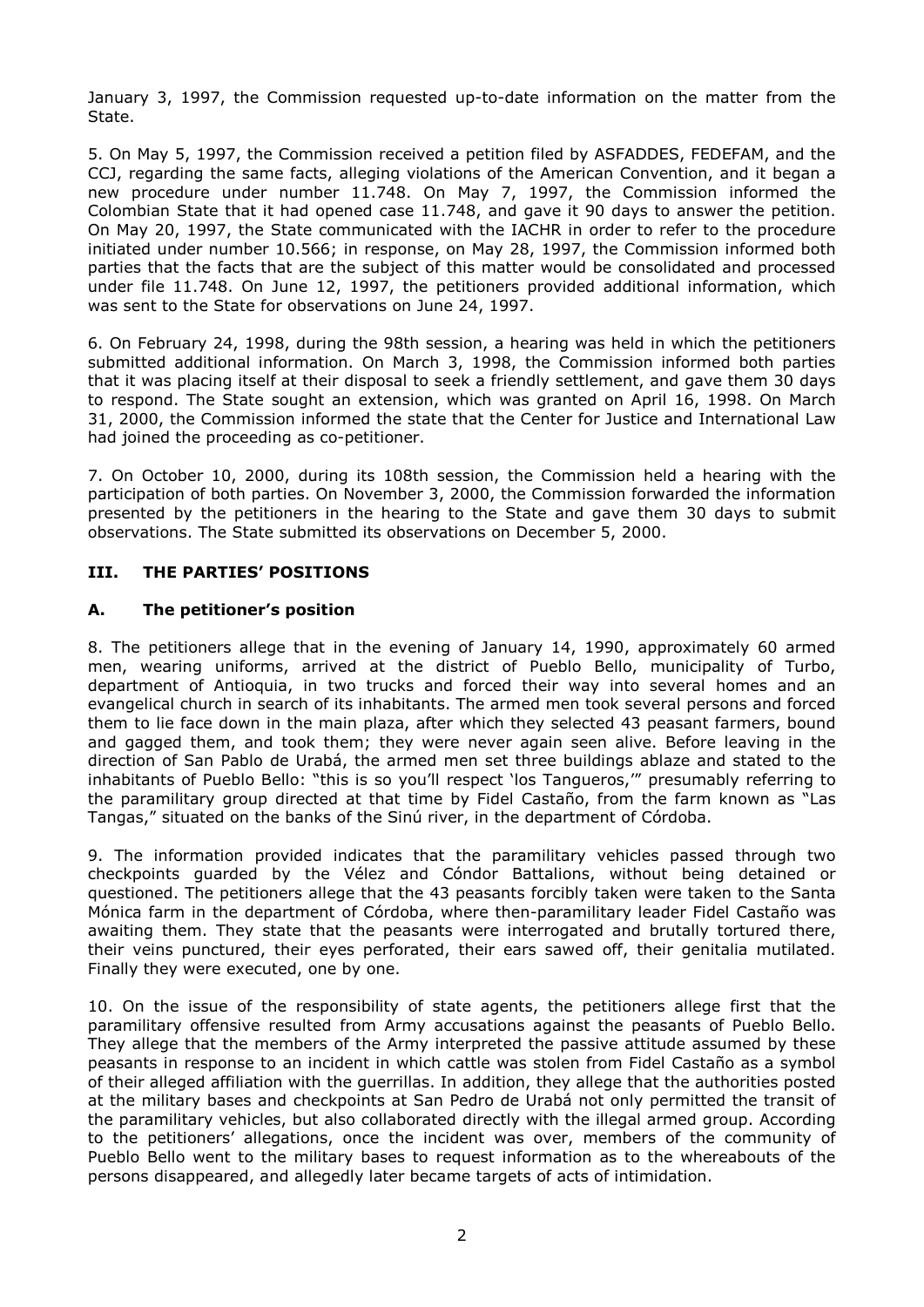January 3, 1997, the Commission requested up-to-date information on the matter from the State.

5. On May 5, 1997, the Commission received a petition filed by ASFADDES, FEDEFAM, and the CCJ, regarding the same facts, alleging violations of the American Convention, and it began a new procedure under number 11.748. On May 7, 1997, the Commission informed the Colombian State that it had opened case 11.748, and gave it 90 days to answer the petition. On May 20, 1997, the State communicated with the IACHR in order to refer to the procedure initiated under number 10.566; in response, on May 28, 1997, the Commission informed both parties that the facts that are the subject of this matter would be consolidated and processed under file 11.748. On June 12, 1997, the petitioners provided additional information, which was sent to the State for observations on June 24, 1997.

6. On February 24, 1998, during the 98th session, a hearing was held in which the petitioners submitted additional information. On March 3, 1998, the Commission informed both parties that it was placing itself at their disposal to seek a friendly settlement, and gave them 30 days to respond. The State sought an extension, which was granted on April 16, 1998. On March 31, 2000, the Commission informed the state that the Center for Justice and International Law had joined the proceeding as co-petitioner.

7. On October 10, 2000, during its 108th session, the Commission held a hearing with the participation of both parties. On November 3, 2000, the Commission forwarded the information presented by the petitioners in the hearing to the State and gave them 30 days to submit observations. The State submitted its observations on December 5, 2000.

## III. THE PARTIES' POSITIONS

### A. The petitioner's position

8. The petitioners allege that in the evening of January 14, 1990, approximately 60 armed men, wearing uniforms, arrived at the district of Pueblo Bello, municipality of Turbo, department of Antioquia, in two trucks and forced their way into several homes and an evangelical church in search of its inhabitants. The armed men took several persons and forced them to lie face down in the main plaza, after which they selected 43 peasant farmers, bound and gagged them, and took them; they were never again seen alive. Before leaving in the direction of San Pablo de Urabá, the armed men set three buildings ablaze and stated to the inhabitants of Pueblo Bello: "this is so you'll respect 'los Tangueros,'" presumably referring to the paramilitary group directed at that time by Fidel Castaño, from the farm known as "Las Tangas," situated on the banks of the Sinú river, in the department of Córdoba.

9. The information provided indicates that the paramilitary vehicles passed through two checkpoints guarded by the Vélez and Cóndor Battalions, without being detained or questioned. The petitioners allege that the 43 peasants forcibly taken were taken to the Santa Mónica farm in the department of Córdoba, where then-paramilitary leader Fidel Castaño was awaiting them. They state that the peasants were interrogated and brutally tortured there, their veins punctured, their eyes perforated, their ears sawed off, their genitalia mutilated. Finally they were executed, one by one.

10. On the issue of the responsibility of state agents, the petitioners allege first that the paramilitary offensive resulted from Army accusations against the peasants of Pueblo Bello. They allege that the members of the Army interpreted the passive attitude assumed by these peasants in response to an incident in which cattle was stolen from Fidel Castaño as a symbol of their alleged affiliation with the guerrillas. In addition, they allege that the authorities posted at the military bases and checkpoints at San Pedro de Urabá not only permitted the transit of the paramilitary vehicles, but also collaborated directly with the illegal armed group. According to the petitioners' allegations, once the incident was over, members of the community of Pueblo Bello went to the military bases to request information as to the whereabouts of the persons disappeared, and allegedly later became targets of acts of intimidation.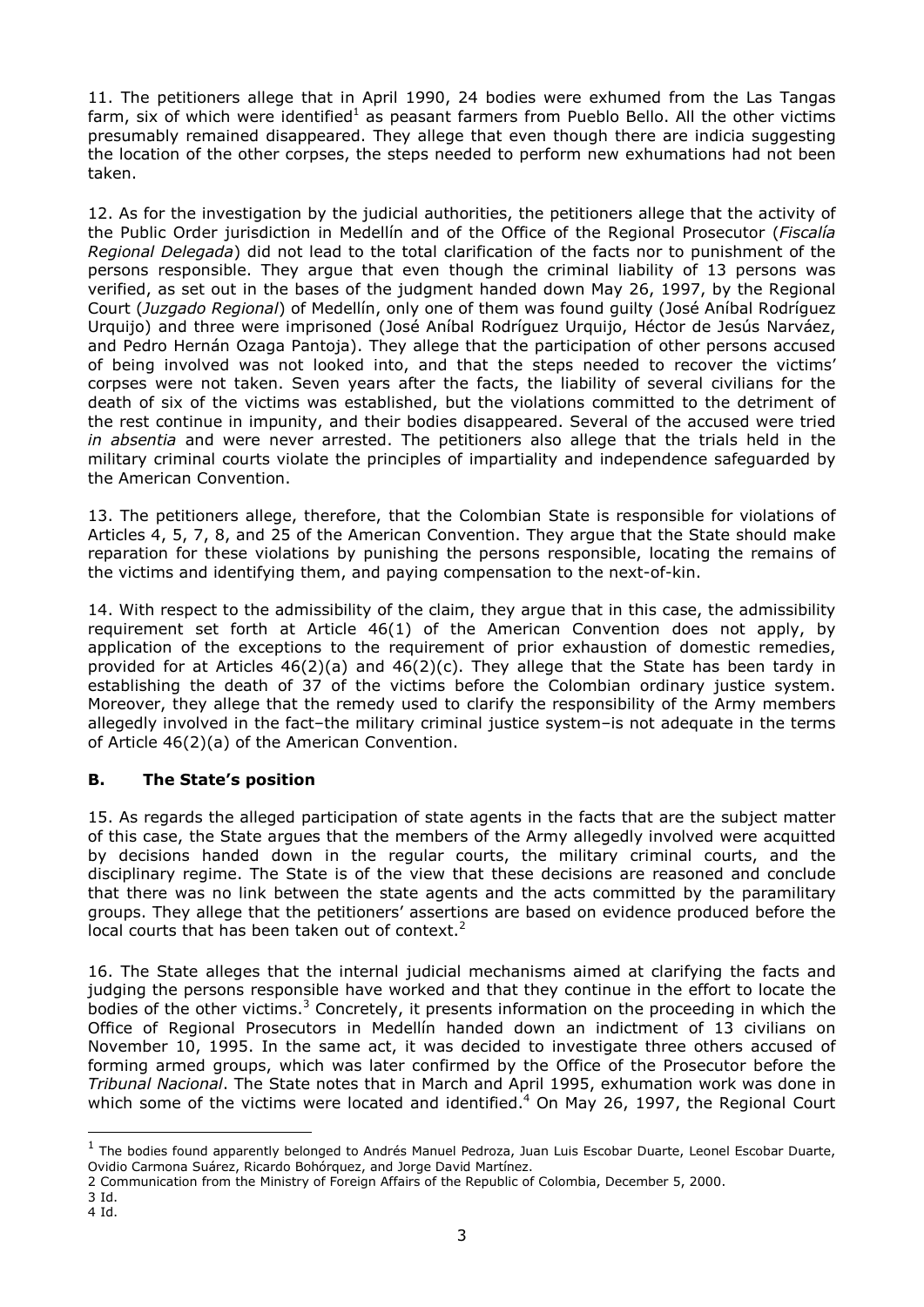11. The petitioners allege that in April 1990, 24 bodies were exhumed from the Las Tangas farm, six of which were identified[1] as peasant farmers from Pueblo Bello. All the other victims presumably remained disappeared. They allege that even though there are indicia suggesting the location of the other corpses, the steps needed to perform new exhumations had not been taken.

12. As for the investigation by the judicial authorities, the petitioners allege that the activity of the Public Order jurisdiction in Medellín and of the Office of the Regional Prosecutor (*Fiscalía Regional Delegada*) did not lead to the total clarification of the facts nor to punishment of the persons responsible. They argue that even though the criminal liability of 13 persons was verified, as set out in the bases of the judgment handed down May 26, 1997, by the Regional Court (*Juzgado Regional*) of Medellín, only one of them was found guilty (José Aníbal Rodríguez Urquijo) and three were imprisoned (José Aníbal Rodríguez Urquijo, Héctor de Jesús Narváez, and Pedro Hernán Ozaga Pantoja). They allege that the participation of other persons accused of being involved was not looked into, and that the steps needed to recover the victims' corpses were not taken. Seven years after the facts, the liability of several civilians for the death of six of the victims was established, but the violations committed to the detriment of the rest continue in impunity, and their bodies disappeared. Several of the accused were tried *in absentia* and were never arrested. The petitioners also allege that the trials held in the military criminal courts violate the principles of impartiality and independence safeguarded by the American Convention.

13. The petitioners allege, therefore, that the Colombian State is responsible for violations of Articles 4, 5, 7, 8, and 25 of the American Convention. They argue that the State should make reparation for these violations by punishing the persons responsible, locating the remains of the victims and identifying them, and paying compensation to the next-of-kin.

14. With respect to the admissibility of the claim, they argue that in this case, the admissibility requirement set forth at Article 46(1) of the American Convention does not apply, by application of the exceptions to the requirement of prior exhaustion of domestic remedies, provided for at Articles 46(2)(a) and 46(2)(c). They allege that the State has been tardy in establishing the death of 37 of the victims before the Colombian ordinary justice system. Moreover, they allege that the remedy used to clarify the responsibility of the Army members allegedly involved in the fact–the military criminal justice system–is not adequate in the terms of Article 46(2)(a) of the American Convention.

### **B. The State's position**

15. As regards the alleged participation of state agents in the facts that are the subject matter of this case, the State argues that the members of the Army allegedly involved were acquitted by decisions handed down in the regular courts, the military criminal courts, and the disciplinary regime. The State is of the view that these decisions are reasoned and conclude that there was no link between the state agents and the acts committed by the paramilitary groups. They allege that the petitioners' assertions are based on evidence produced before the local courts that has been taken out of context.[2]

16. The State alleges that the internal judicial mechanisms aimed at clarifying the facts and judging the persons responsible have worked and that they continue in the effort to locate the bodies of the other victims.[3] Concretely, it presents information on the proceeding in which the Office of Regional Prosecutors in Medellín handed down an indictment of 13 civilians on November 10, 1995. In the same act, it was decided to investigate three others accused of forming armed groups, which was later confirmed by the Office of the Prosecutor before the *Tribunal Nacional*. The State notes that in March and April 1995, exhumation work was done in which some of the victims were located and identified.[4] On May 26, 1997, the Regional Court

---

[1] The bodies found apparently belonged to Andrés Manuel Pedroza, Juan Luis Escobar Duarte, Leonel Escobar Duarte, Ovidio Carmona Suárez, Ricardo Bohórquez, and Jorge David Martínez.

[2] Communication from the Ministry of Foreign Affairs of the Republic of Colombia, December 5, 2000.

[3] Id.

[4] Id.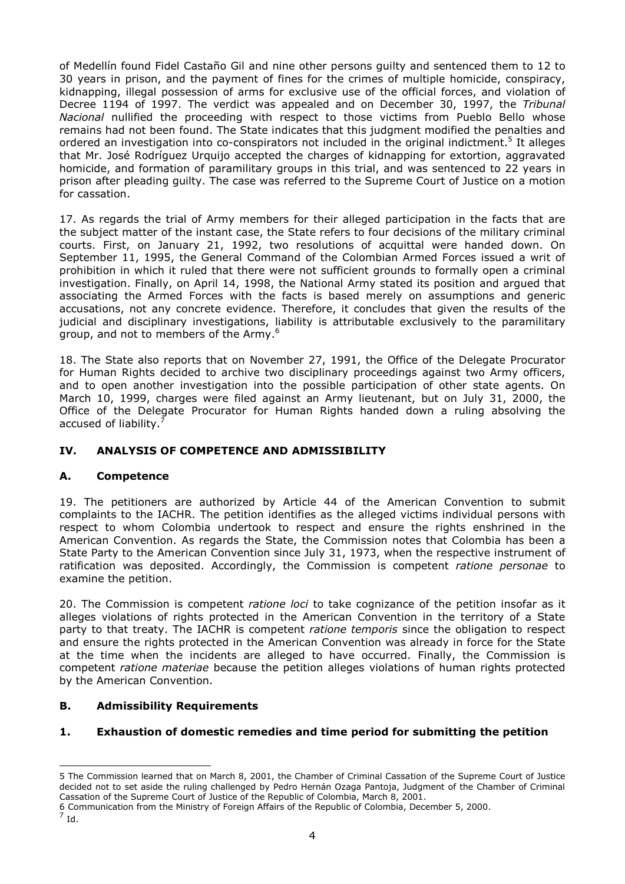of Medellín found Fidel Castaño Gil and nine other persons guilty and sentenced them to 12 to 30 years in prison, and the payment of fines for the crimes of multiple homicide, conspiracy, kidnapping, illegal possession of arms for exclusive use of the official forces, and violation of Decree 1194 of 1997. The verdict was appealed and on December 30, 1997, the *Tribunal Nacional* nullified the proceeding with respect to those victims from Pueblo Bello whose remains had not been found. The State indicates that this judgment modified the penalties and ordered an investigation into co-conspirators not included in the original indictment.[5] It alleges that Mr. José Rodríguez Urquijo accepted the charges of kidnapping for extortion, aggravated homicide, and formation of paramilitary groups in this trial, and was sentenced to 22 years in prison after pleading guilty. The case was referred to the Supreme Court of Justice on a motion for cassation.

17. As regards the trial of Army members for their alleged participation in the facts that are the subject matter of the instant case, the State refers to four decisions of the military criminal courts. First, on January 21, 1992, two resolutions of acquittal were handed down. On September 11, 1995, the General Command of the Colombian Armed Forces issued a writ of prohibition in which it ruled that there were not sufficient grounds to formally open a criminal investigation. Finally, on April 14, 1998, the National Army stated its position and argued that associating the Armed Forces with the facts is based merely on assumptions and generic accusations, not any concrete evidence. Therefore, it concludes that given the results of the judicial and disciplinary investigations, liability is attributable exclusively to the paramilitary group, and not to members of the Army.[6]

18. The State also reports that on November 27, 1991, the Office of the Delegate Procurator for Human Rights decided to archive two disciplinary proceedings against two Army officers, and to open another investigation into the possible participation of other state agents. On March 10, 1999, charges were filed against an Army lieutenant, but on July 31, 2000, the Office of the Delegate Procurator for Human Rights handed down a ruling absolving the accused of liability.[7]

## IV. ANALYSIS OF COMPETENCE AND ADMISSIBILITY

### A. Competence

19. The petitioners are authorized by Article 44 of the American Convention to submit complaints to the IACHR. The petition identifies as the alleged victims individual persons with respect to whom Colombia undertook to respect and ensure the rights enshrined in the American Convention. As regards the State, the Commission notes that Colombia has been a State Party to the American Convention since July 31, 1973, when the respective instrument of ratification was deposited. Accordingly, the Commission is competent *ratione personae* to examine the petition.

20. The Commission is competent *ratione loci* to take cognizance of the petition insofar as it alleges violations of rights protected in the American Convention in the territory of a State party to that treaty. The IACHR is competent *ratione temporis* since the obligation to respect and ensure the rights protected in the American Convention was already in force for the State at the time when the incidents are alleged to have occurred. Finally, the Commission is competent *ratione materiae* because the petition alleges violations of human rights protected by the American Convention.

### B. Admissibility Requirements

#### 1. Exhaustion of domestic remedies and time period for submitting the petition

---

5 The Commission learned that on March 8, 2001, the Chamber of Criminal Cassation of the Supreme Court of Justice decided not to set aside the ruling challenged by Pedro Hernán Ozaga Pantoja, Judgment of the Chamber of Criminal Cassation of the Supreme Court of Justice of the Republic of Colombia, March 8, 2001.

6 Communication from the Ministry of Foreign Affairs of the Republic of Colombia, December 5, 2000.

7 Id.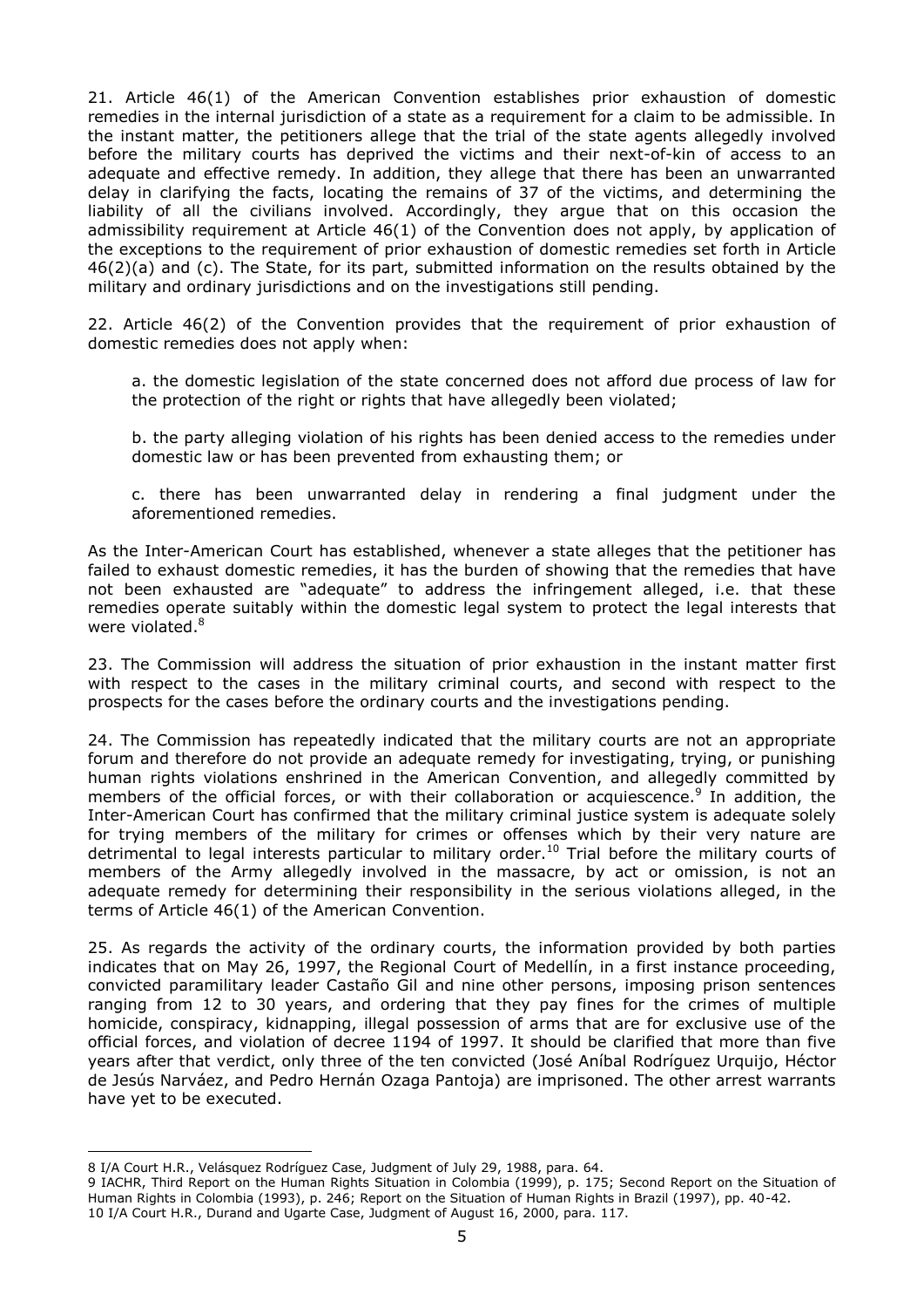21. Article 46(1) of the American Convention establishes prior exhaustion of domestic remedies in the internal jurisdiction of a state as a requirement for a claim to be admissible. In the instant matter, the petitioners allege that the trial of the state agents allegedly involved before the military courts has deprived the victims and their next-of-kin of access to an adequate and effective remedy. In addition, they allege that there has been an unwarranted delay in clarifying the facts, locating the remains of 37 of the victims, and determining the liability of all the civilians involved. Accordingly, they argue that on this occasion the admissibility requirement at Article 46(1) of the Convention does not apply, by application of the exceptions to the requirement of prior exhaustion of domestic remedies set forth in Article 46(2)(a) and (c). The State, for its part, submitted information on the results obtained by the military and ordinary jurisdictions and on the investigations still pending.

22. Article 46(2) of the Convention provides that the requirement of prior exhaustion of domestic remedies does not apply when:

> a. the domestic legislation of the state concerned does not afford due process of law for the protection of the right or rights that have allegedly been violated;
>
> b. the party alleging violation of his rights has been denied access to the remedies under domestic law or has been prevented from exhausting them; or
>
> c. there has been unwarranted delay in rendering a final judgment under the aforementioned remedies.

As the Inter-American Court has established, whenever a state alleges that the petitioner has failed to exhaust domestic remedies, it has the burden of showing that the remedies that have not been exhausted are "adequate" to address the infringement alleged, i.e. that these remedies operate suitably within the domestic legal system to protect the legal interests that were violated.[8]

23. The Commission will address the situation of prior exhaustion in the instant matter first with respect to the cases in the military criminal courts, and second with respect to the prospects for the cases before the ordinary courts and the investigations pending.

24. The Commission has repeatedly indicated that the military courts are not an appropriate forum and therefore do not provide an adequate remedy for investigating, trying, or punishing human rights violations enshrined in the American Convention, and allegedly committed by members of the official forces, or with their collaboration or acquiescence.[9] In addition, the Inter-American Court has confirmed that the military criminal justice system is adequate solely for trying members of the military for crimes or offenses which by their very nature are detrimental to legal interests particular to military order.[10] Trial before the military courts of members of the Army allegedly involved in the massacre, by act or omission, is not an adequate remedy for determining their responsibility in the serious violations alleged, in the terms of Article 46(1) of the American Convention.

25. As regards the activity of the ordinary courts, the information provided by both parties indicates that on May 26, 1997, the Regional Court of Medellín, in a first instance proceeding, convicted paramilitary leader Castaño Gil and nine other persons, imposing prison sentences ranging from 12 to 30 years, and ordering that they pay fines for the crimes of multiple homicide, conspiracy, kidnapping, illegal possession of arms that are for exclusive use of the official forces, and violation of decree 1194 of 1997. It should be clarified that more than five years after that verdict, only three of the ten convicted (José Aníbal Rodríguez Urquijo, Héctor de Jesús Narváez, and Pedro Hernán Ozaga Pantoja) are imprisoned. The other arrest warrants have yet to be executed.

---

8 I/A Court H.R., Velásquez Rodríguez Case, Judgment of July 29, 1988, para. 64.

9 IACHR, Third Report on the Human Rights Situation in Colombia (1999), p. 175; Second Report on the Situation of Human Rights in Colombia (1993), p. 246; Report on the Situation of Human Rights in Brazil (1997), pp. 40-42.

10 I/A Court H.R., Durand and Ugarte Case, Judgment of August 16, 2000, para. 117.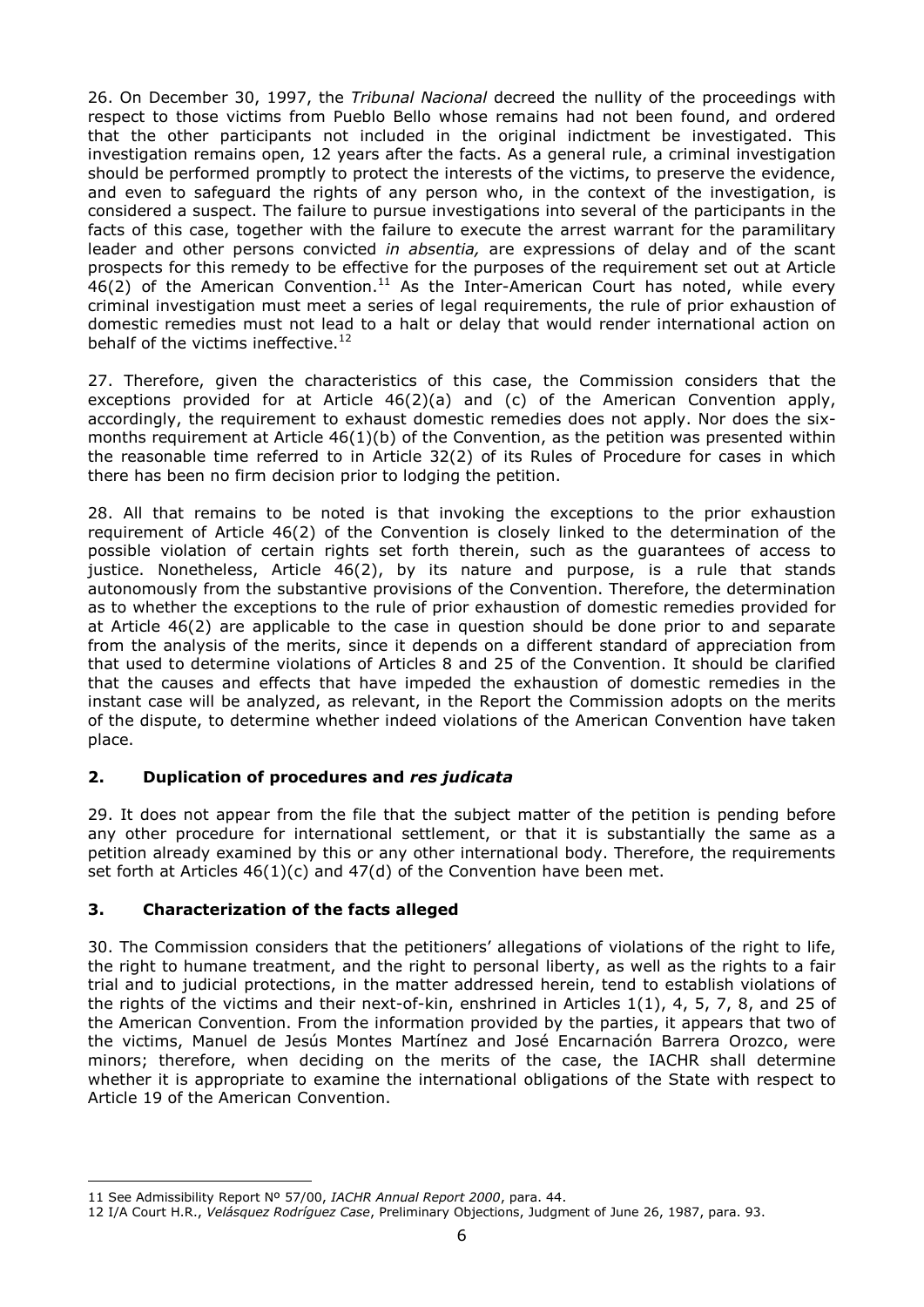26. On December 30, 1997, the *Tribunal Nacional* decreed the nullity of the proceedings with respect to those victims from Pueblo Bello whose remains had not been found, and ordered that the other participants not included in the original indictment be investigated. This investigation remains open, 12 years after the facts. As a general rule, a criminal investigation should be performed promptly to protect the interests of the victims, to preserve the evidence, and even to safeguard the rights of any person who, in the context of the investigation, is considered a suspect. The failure to pursue investigations into several of the participants in the facts of this case, together with the failure to execute the arrest warrant for the paramilitary leader and other persons convicted *in absentia,* are expressions of delay and of the scant prospects for this remedy to be effective for the purposes of the requirement set out at Article 46(2) of the American Convention.[11] As the Inter-American Court has noted, while every criminal investigation must meet a series of legal requirements, the rule of prior exhaustion of domestic remedies must not lead to a halt or delay that would render international action on behalf of the victims ineffective.[12]

27. Therefore, given the characteristics of this case, the Commission considers that the exceptions provided for at Article 46(2)(a) and (c) of the American Convention apply, accordingly, the requirement to exhaust domestic remedies does not apply. Nor does the six-months requirement at Article 46(1)(b) of the Convention, as the petition was presented within the reasonable time referred to in Article 32(2) of its Rules of Procedure for cases in which there has been no firm decision prior to lodging the petition.

28. All that remains to be noted is that invoking the exceptions to the prior exhaustion requirement of Article 46(2) of the Convention is closely linked to the determination of the possible violation of certain rights set forth therein, such as the guarantees of access to justice. Nonetheless, Article 46(2), by its nature and purpose, is a rule that stands autonomously from the substantive provisions of the Convention. Therefore, the determination as to whether the exceptions to the rule of prior exhaustion of domestic remedies provided for at Article 46(2) are applicable to the case in question should be done prior to and separate from the analysis of the merits, since it depends on a different standard of appreciation from that used to determine violations of Articles 8 and 25 of the Convention. It should be clarified that the causes and effects that have impeded the exhaustion of domestic remedies in the instant case will be analyzed, as relevant, in the Report the Commission adopts on the merits of the dispute, to determine whether indeed violations of the American Convention have taken place.

## 2. Duplication of procedures and *res judicata*

29. It does not appear from the file that the subject matter of the petition is pending before any other procedure for international settlement, or that it is substantially the same as a petition already examined by this or any other international body. Therefore, the requirements set forth at Articles 46(1)(c) and 47(d) of the Convention have been met.

## 3. Characterization of the facts alleged

30. The Commission considers that the petitioners' allegations of violations of the right to life, the right to humane treatment, and the right to personal liberty, as well as the rights to a fair trial and to judicial protections, in the matter addressed herein, tend to establish violations of the rights of the victims and their next-of-kin, enshrined in Articles 1(1), 4, 5, 7, 8, and 25 of the American Convention. From the information provided by the parties, it appears that two of the victims, Manuel de Jesús Montes Martínez and José Encarnación Barrera Orozco, were minors; therefore, when deciding on the merits of the case, the IACHR shall determine whether it is appropriate to examine the international obligations of the State with respect to Article 19 of the American Convention.

---

11 See Admissibility Report Nº 57/00, *IACHR Annual Report 2000*, para. 44.

12 I/A Court H.R., *Velásquez Rodríguez Case*, Preliminary Objections, Judgment of June 26, 1987, para. 93.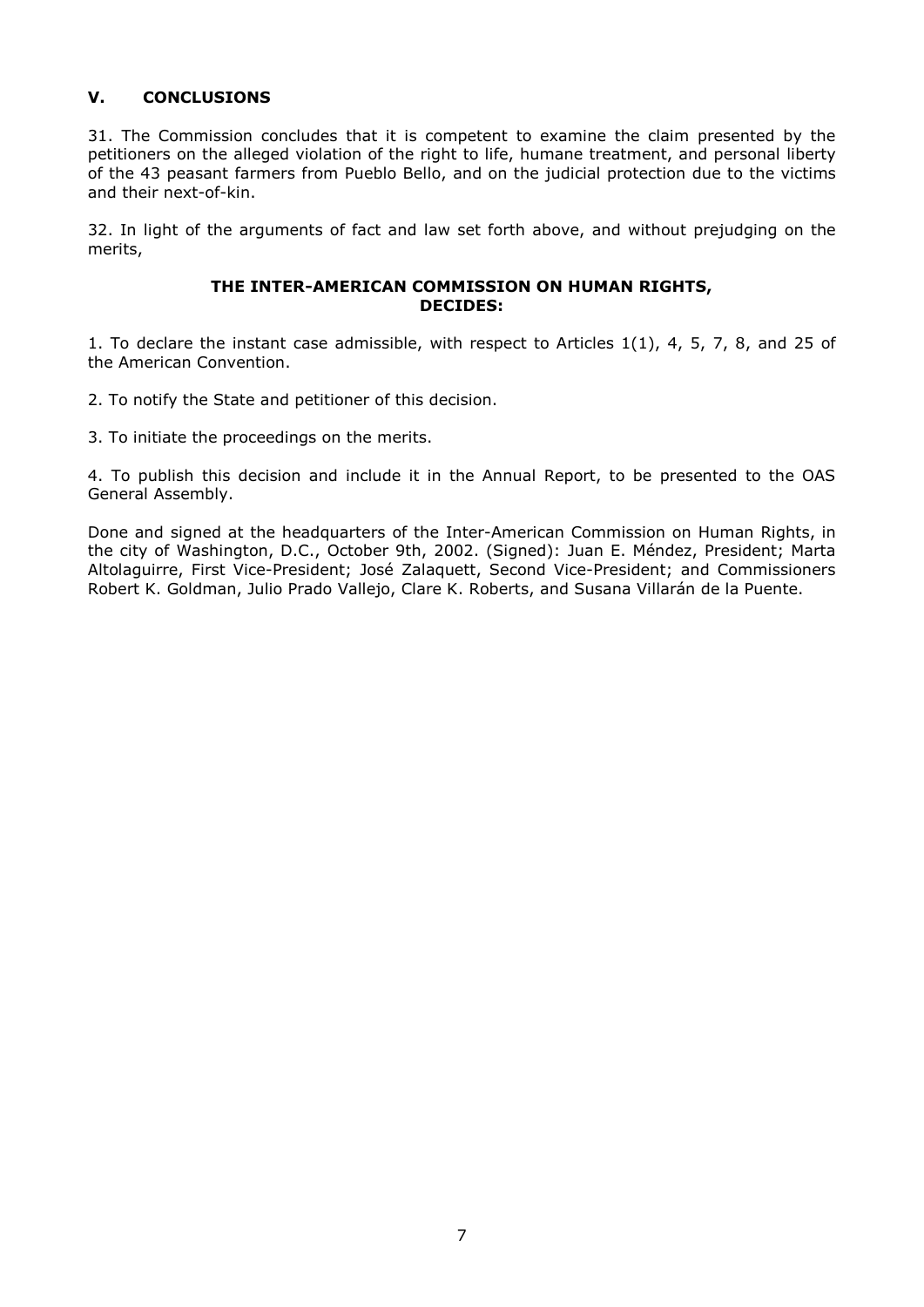## V. CONCLUSIONS

31. The Commission concludes that it is competent to examine the claim presented by the petitioners on the alleged violation of the right to life, humane treatment, and personal liberty of the 43 peasant farmers from Pueblo Bello, and on the judicial protection due to the victims and their next-of-kin.

32. In light of the arguments of fact and law set forth above, and without prejudging on the merits,

**THE INTER-AMERICAN COMMISSION ON HUMAN RIGHTS, DECIDES:**

1. To declare the instant case admissible, with respect to Articles 1(1), 4, 5, 7, 8, and 25 of the American Convention.

2. To notify the State and petitioner of this decision.

3. To initiate the proceedings on the merits.

4. To publish this decision and include it in the Annual Report, to be presented to the OAS General Assembly.

Done and signed at the headquarters of the Inter-American Commission on Human Rights, in the city of Washington, D.C., October 9th, 2002. (Signed): Juan E. Méndez, President; Marta Altolaguirre, First Vice-President; José Zalaquett, Second Vice-President; and Commissioners Robert K. Goldman, Julio Prado Vallejo, Clare K. Roberts, and Susana Villarán de la Puente.